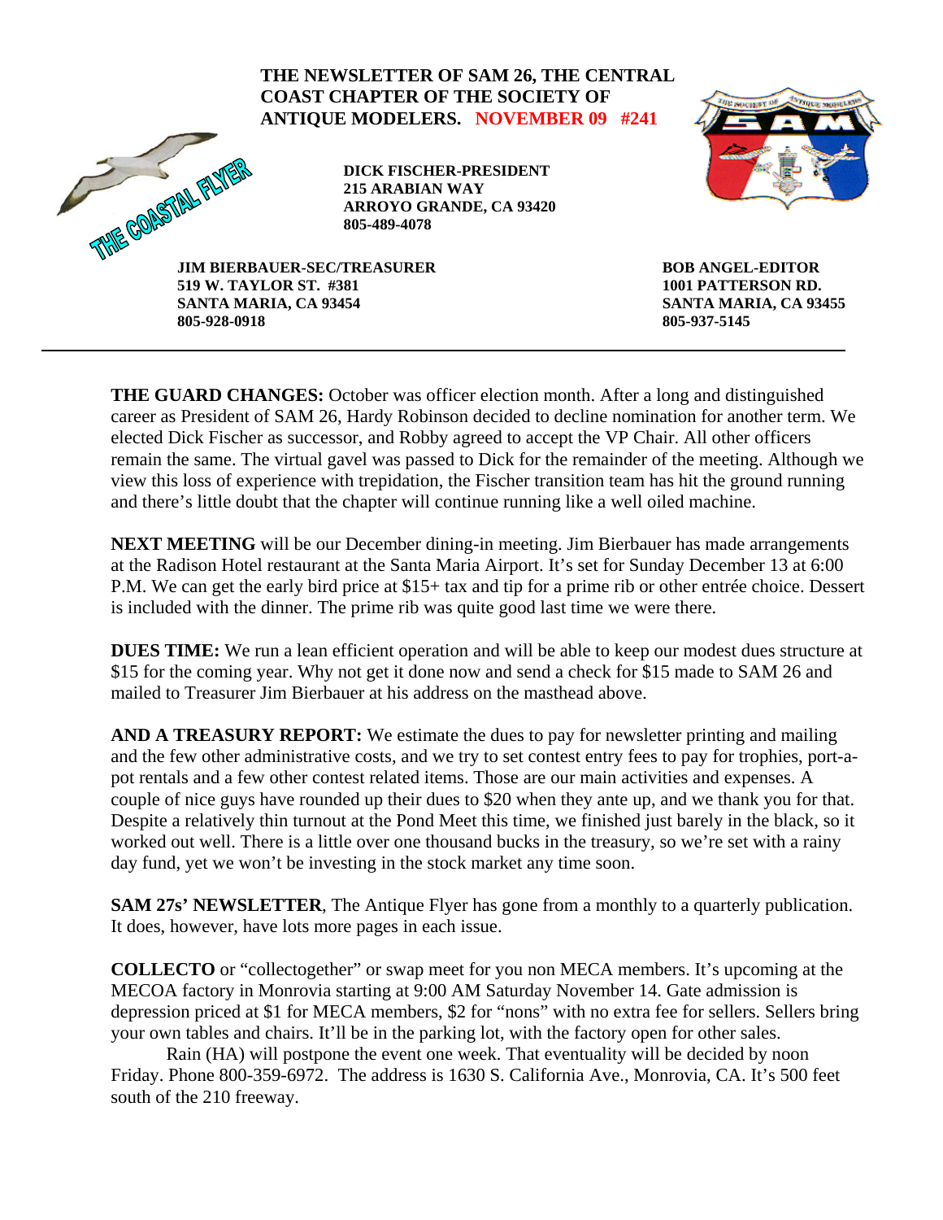**THE NEWSLETTER OF SAM 26, THE CENTRAL COAST CHAPTER OF THE SOCIETY OF ANTIQUE MODELERS. NOVEMBER 09 #241**

THE COASTAL FLYER

**DICK FISCHER-PRESIDENT**
**215 ARABIAN WAY**
**ARROYO GRANDE, CA 93420**
**805-489-4078**

**JIM BIERBAUER-SEC/TREASURER**
**519 W. TAYLOR ST. #381**
**SANTA MARIA, CA 93454**
**805-928-0918**

**BOB ANGEL-EDITOR**
**1001 PATTERSON RD.**
**SANTA MARIA, CA 93455**
**805-937-5145**

---

**THE GUARD CHANGES:** October was officer election month. After a long and distinguished career as President of SAM 26, Hardy Robinson decided to decline nomination for another term. We elected Dick Fischer as successor, and Robby agreed to accept the VP Chair. All other officers remain the same. The virtual gavel was passed to Dick for the remainder of the meeting. Although we view this loss of experience with trepidation, the Fischer transition team has hit the ground running and there's little doubt that the chapter will continue running like a well oiled machine.

**NEXT MEETING** will be our December dining-in meeting. Jim Bierbauer has made arrangements at the Radison Hotel restaurant at the Santa Maria Airport. It's set for Sunday December 13 at 6:00 P.M. We can get the early bird price at $15+ tax and tip for a prime rib or other entrée choice. Dessert is included with the dinner. The prime rib was quite good last time we were there.

**DUES TIME:** We run a lean efficient operation and will be able to keep our modest dues structure at $15 for the coming year. Why not get it done now and send a check for $15 made to SAM 26 and mailed to Treasurer Jim Bierbauer at his address on the masthead above.

**AND A TREASURY REPORT:** We estimate the dues to pay for newsletter printing and mailing and the few other administrative costs, and we try to set contest entry fees to pay for trophies, port-a-pot rentals and a few other contest related items. Those are our main activities and expenses. A couple of nice guys have rounded up their dues to $20 when they ante up, and we thank you for that. Despite a relatively thin turnout at the Pond Meet this time, we finished just barely in the black, so it worked out well. There is a little over one thousand bucks in the treasury, so we're set with a rainy day fund, yet we won't be investing in the stock market any time soon.

**SAM 27s' NEWSLETTER**, The Antique Flyer has gone from a monthly to a quarterly publication. It does, however, have lots more pages in each issue.

**COLLECTO** or "collectogether" or swap meet for you non MECA members. It's upcoming at the MECOA factory in Monrovia starting at 9:00 AM Saturday November 14. Gate admission is depression priced at $1 for MECA members, $2 for "nons" with no extra fee for sellers. Sellers bring your own tables and chairs. It'll be in the parking lot, with the factory open for other sales.

Rain (HA) will postpone the event one week. That eventuality will be decided by noon Friday. Phone 800-359-6972. The address is 1630 S. California Ave., Monrovia, CA. It's 500 feet south of the 210 freeway.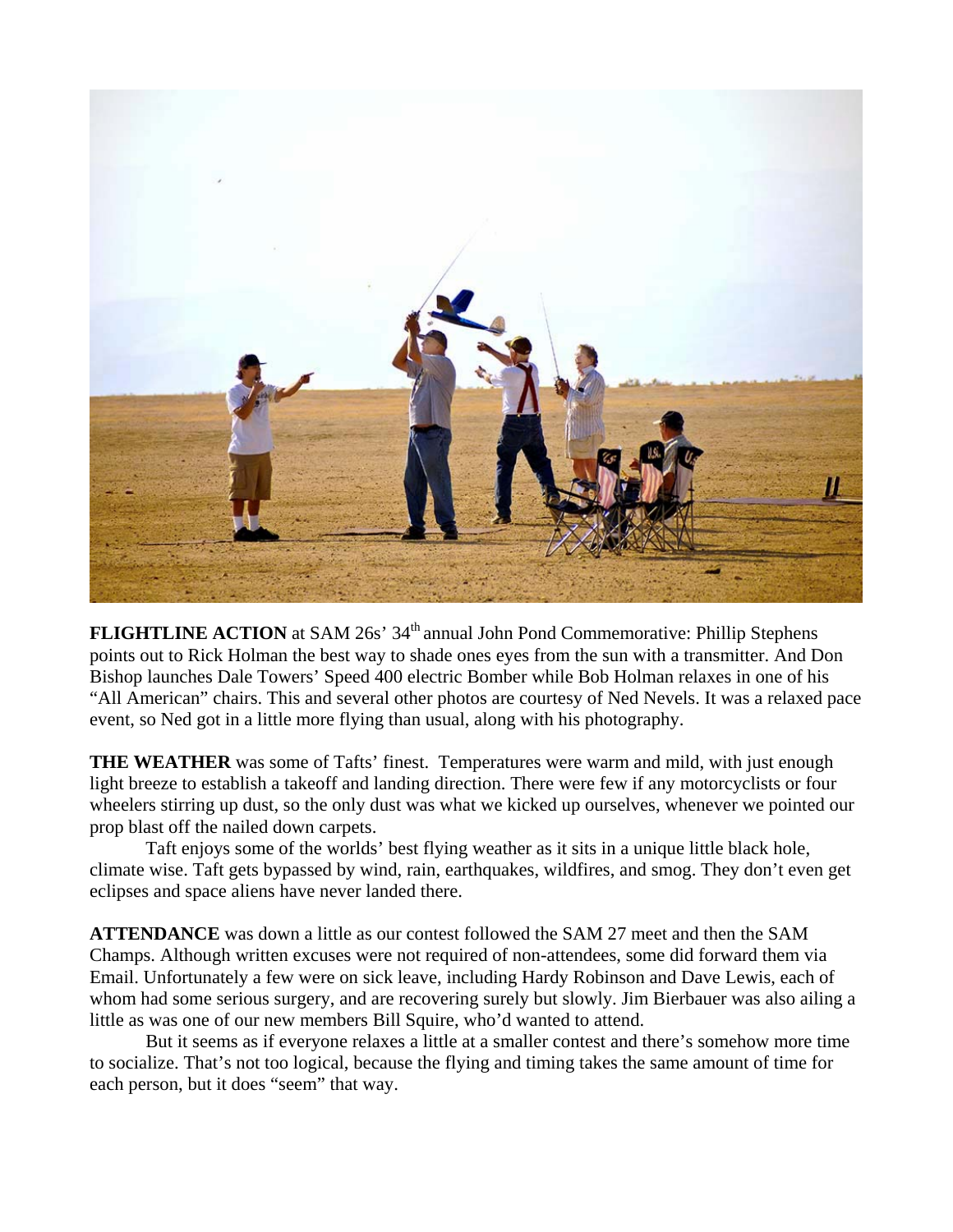**FLIGHTLINE ACTION** at SAM 26s' 34th annual John Pond Commemorative: Phillip Stephens points out to Rick Holman the best way to shade ones eyes from the sun with a transmitter. And Don Bishop launches Dale Towers' Speed 400 electric Bomber while Bob Holman relaxes in one of his "All American" chairs. This and several other photos are courtesy of Ned Nevels. It was a relaxed pace event, so Ned got in a little more flying than usual, along with his photography.

**THE WEATHER** was some of Tafts' finest. Temperatures were warm and mild, with just enough light breeze to establish a takeoff and landing direction. There were few if any motorcyclists or four wheelers stirring up dust, so the only dust was what we kicked up ourselves, whenever we pointed our prop blast off the nailed down carpets.

Taft enjoys some of the worlds' best flying weather as it sits in a unique little black hole, climate wise. Taft gets bypassed by wind, rain, earthquakes, wildfires, and smog. They don't even get eclipses and space aliens have never landed there.

**ATTENDANCE** was down a little as our contest followed the SAM 27 meet and then the SAM Champs. Although written excuses were not required of non-attendees, some did forward them via Email. Unfortunately a few were on sick leave, including Hardy Robinson and Dave Lewis, each of whom had some serious surgery, and are recovering surely but slowly. Jim Bierbauer was also ailing a little as was one of our new members Bill Squire, who'd wanted to attend.

But it seems as if everyone relaxes a little at a smaller contest and there's somehow more time to socialize. That's not too logical, because the flying and timing takes the same amount of time for each person, but it does "seem" that way.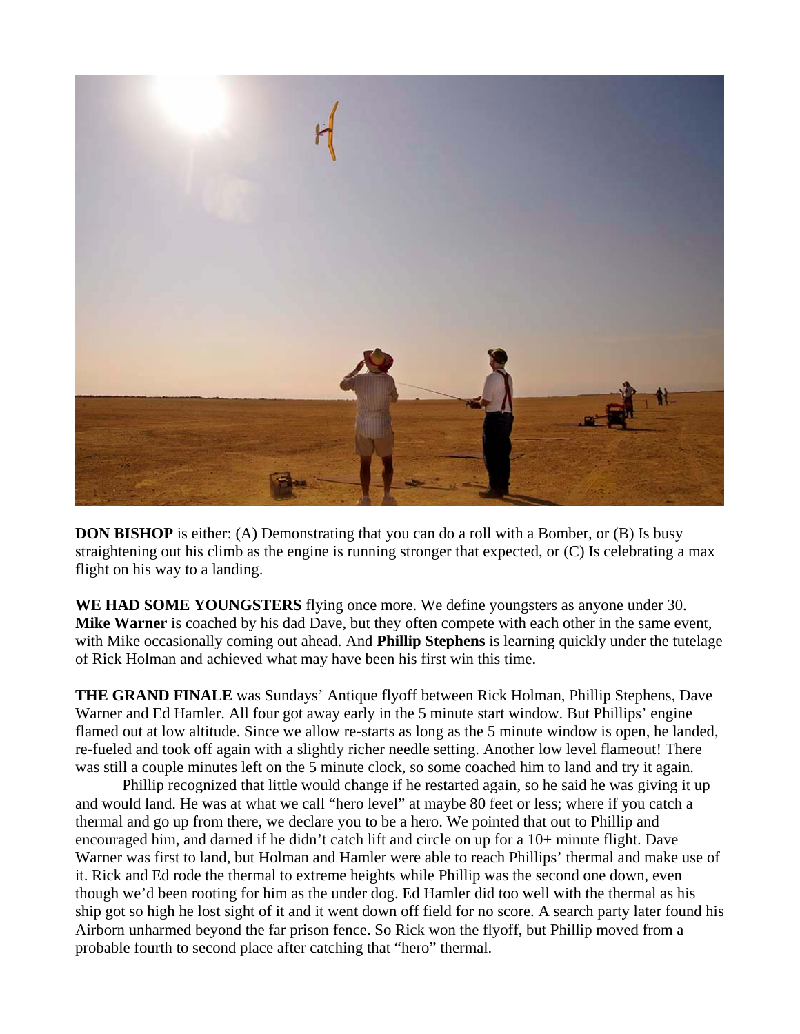**DON BISHOP** is either: (A) Demonstrating that you can do a roll with a Bomber, or (B) Is busy straightening out his climb as the engine is running stronger that expected, or (C) Is celebrating a max flight on his way to a landing.

**WE HAD SOME YOUNGSTERS** flying once more. We define youngsters as anyone under 30. **Mike Warner** is coached by his dad Dave, but they often compete with each other in the same event, with Mike occasionally coming out ahead. And **Phillip Stephens** is learning quickly under the tutelage of Rick Holman and achieved what may have been his first win this time.

**THE GRAND FINALE** was Sundays' Antique flyoff between Rick Holman, Phillip Stephens, Dave Warner and Ed Hamler. All four got away early in the 5 minute start window. But Phillips' engine flamed out at low altitude. Since we allow re-starts as long as the 5 minute window is open, he landed, re-fueled and took off again with a slightly richer needle setting. Another low level flameout! There was still a couple minutes left on the 5 minute clock, so some coached him to land and try it again.

Phillip recognized that little would change if he restarted again, so he said he was giving it up and would land. He was at what we call "hero level" at maybe 80 feet or less; where if you catch a thermal and go up from there, we declare you to be a hero. We pointed that out to Phillip and encouraged him, and darned if he didn't catch lift and circle on up for a 10+ minute flight. Dave Warner was first to land, but Holman and Hamler were able to reach Phillips' thermal and make use of it. Rick and Ed rode the thermal to extreme heights while Phillip was the second one down, even though we'd been rooting for him as the under dog. Ed Hamler did too well with the thermal as his ship got so high he lost sight of it and it went down off field for no score. A search party later found his Airborn unharmed beyond the far prison fence. So Rick won the flyoff, but Phillip moved from a probable fourth to second place after catching that "hero" thermal.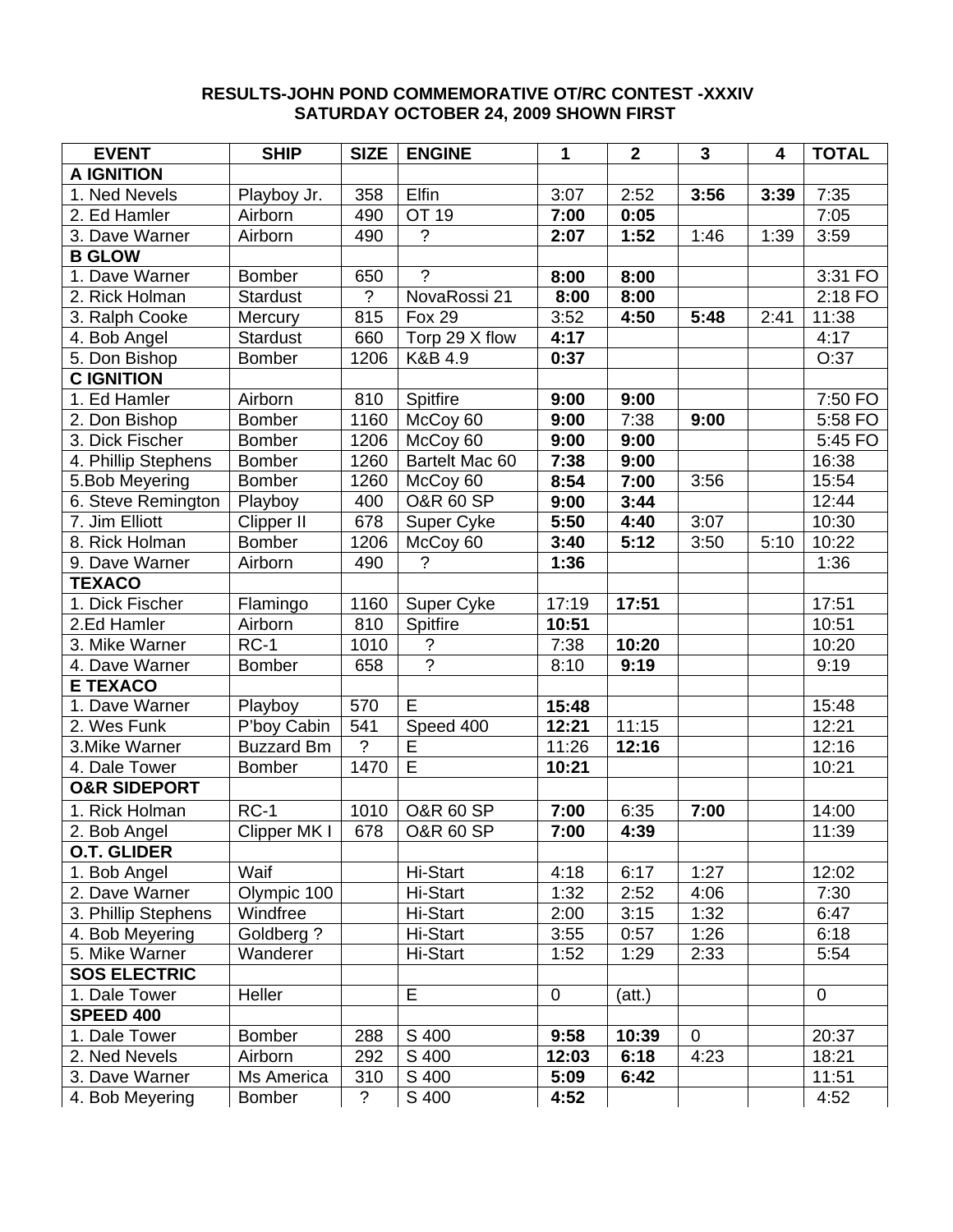**RESULTS-JOHN POND COMMEMORATIVE OT/RC CONTEST -XXXIV**
**SATURDAY OCTOBER 24, 2009 SHOWN FIRST**

| EVENT | SHIP | SIZE | ENGINE | 1 | 2 | 3 | 4 | TOTAL |
|---|---|---|---|---|---|---|---|---|
| **A IGNITION** | | | | | | | | |
| 1. Ned Nevels | Playboy Jr. | 358 | Elfin | 3:07 | 2:52 | **3:56** | **3:39** | 7:35 |
| 2. Ed Hamler | Airborn | 490 | OT 19 | **7:00** | **0:05** | | | 7:05 |
| 3. Dave Warner | Airborn | 490 | ? | **2:07** | **1:52** | 1:46 | 1:39 | 3:59 |
| **B GLOW** | | | | | | | | |
| 1. Dave Warner | Bomber | 650 | ? | **8:00** | **8:00** | | | 3:31 FO |
| 2. Rick Holman | Stardust | ? | NovaRossi 21 | **8:00** | **8:00** | | | 2:18 FO |
| 3. Ralph Cooke | Mercury | 815 | Fox 29 | 3:52 | **4:50** | **5:48** | 2:41 | 11:38 |
| 4. Bob Angel | Stardust | 660 | Torp 29 X flow | **4:17** | | | | 4:17 |
| 5. Don Bishop | Bomber | 1206 | K&B 4.9 | **0:37** | | | | O:37 |
| **C IGNITION** | | | | | | | | |
| 1. Ed Hamler | Airborn | 810 | Spitfire | **9:00** | **9:00** | | | 7:50 FO |
| 2. Don Bishop | Bomber | 1160 | McCoy 60 | **9:00** | 7:38 | **9:00** | | 5:58 FO |
| 3. Dick Fischer | Bomber | 1206 | McCoy 60 | **9:00** | **9:00** | | | 5:45 FO |
| 4. Phillip Stephens | Bomber | 1260 | Bartelt Mac 60 | **7:38** | **9:00** | | | 16:38 |
| 5.Bob Meyering | Bomber | 1260 | McCoy 60 | **8:54** | **7:00** | 3:56 | | 15:54 |
| 6. Steve Remington | Playboy | 400 | O&R 60 SP | **9:00** | **3:44** | | | 12:44 |
| 7. Jim Elliott | Clipper II | 678 | Super Cyke | **5:50** | **4:40** | 3:07 | | 10:30 |
| 8. Rick Holman | Bomber | 1206 | McCoy 60 | **3:40** | **5:12** | 3:50 | 5:10 | 10:22 |
| 9. Dave Warner | Airborn | 490 | ? | **1:36** | | | | 1:36 |
| **TEXACO** | | | | | | | | |
| 1. Dick Fischer | Flamingo | 1160 | Super Cyke | 17:19 | **17:51** | | | 17:51 |
| 2.Ed Hamler | Airborn | 810 | Spitfire | **10:51** | | | | 10:51 |
| 3. Mike Warner | RC-1 | 1010 | ? | 7:38 | **10:20** | | | 10:20 |
| 4. Dave Warner | Bomber | 658 | ? | 8:10 | **9:19** | | | 9:19 |
| **E TEXACO** | | | | | | | | |
| 1. Dave Warner | Playboy | 570 | E | **15:48** | | | | 15:48 |
| 2. Wes Funk | P'boy Cabin | 541 | Speed 400 | **12:21** | 11:15 | | | 12:21 |
| 3.Mike Warner | Buzzard Bm | ? | E | 11:26 | **12:16** | | | 12:16 |
| 4. Dale Tower | Bomber | 1470 | E | **10:21** | | | | 10:21 |
| **O&R SIDEPORT** | | | | | | | | |
| 1. Rick Holman | RC-1 | 1010 | O&R 60 SP | **7:00** | 6:35 | **7:00** | | 14:00 |
| 2. Bob Angel | Clipper MK I | 678 | O&R 60 SP | **7:00** | **4:39** | | | 11:39 |
| **O.T. GLIDER** | | | | | | | | |
| 1. Bob Angel | Waif | | Hi-Start | 4:18 | 6:17 | 1:27 | | 12:02 |
| 2. Dave Warner | Olympic 100 | | Hi-Start | 1:32 | 2:52 | 4:06 | | 7:30 |
| 3. Phillip Stephens | Windfree | | Hi-Start | 2:00 | 3:15 | 1:32 | | 6:47 |
| 4. Bob Meyering | Goldberg ? | | Hi-Start | 3:55 | 0:57 | 1:26 | | 6:18 |
| 5. Mike Warner | Wanderer | | Hi-Start | 1:52 | 1:29 | 2:33 | | 5:54 |
| **SOS ELECTRIC** | | | | | | | | |
| 1. Dale Tower | Heller | | E | 0 | (att.) | | | 0 |
| **SPEED 400** | | | | | | | | |
| 1. Dale Tower | Bomber | 288 | S 400 | **9:58** | **10:39** | 0 | | 20:37 |
| 2. Ned Nevels | Airborn | 292 | S 400 | **12:03** | **6:18** | 4:23 | | 18:21 |
| 3. Dave Warner | Ms America | 310 | S 400 | **5:09** | **6:42** | | | 11:51 |
| 4. Bob Meyering | Bomber | ? | S 400 | **4:52** | | | | 4:52 |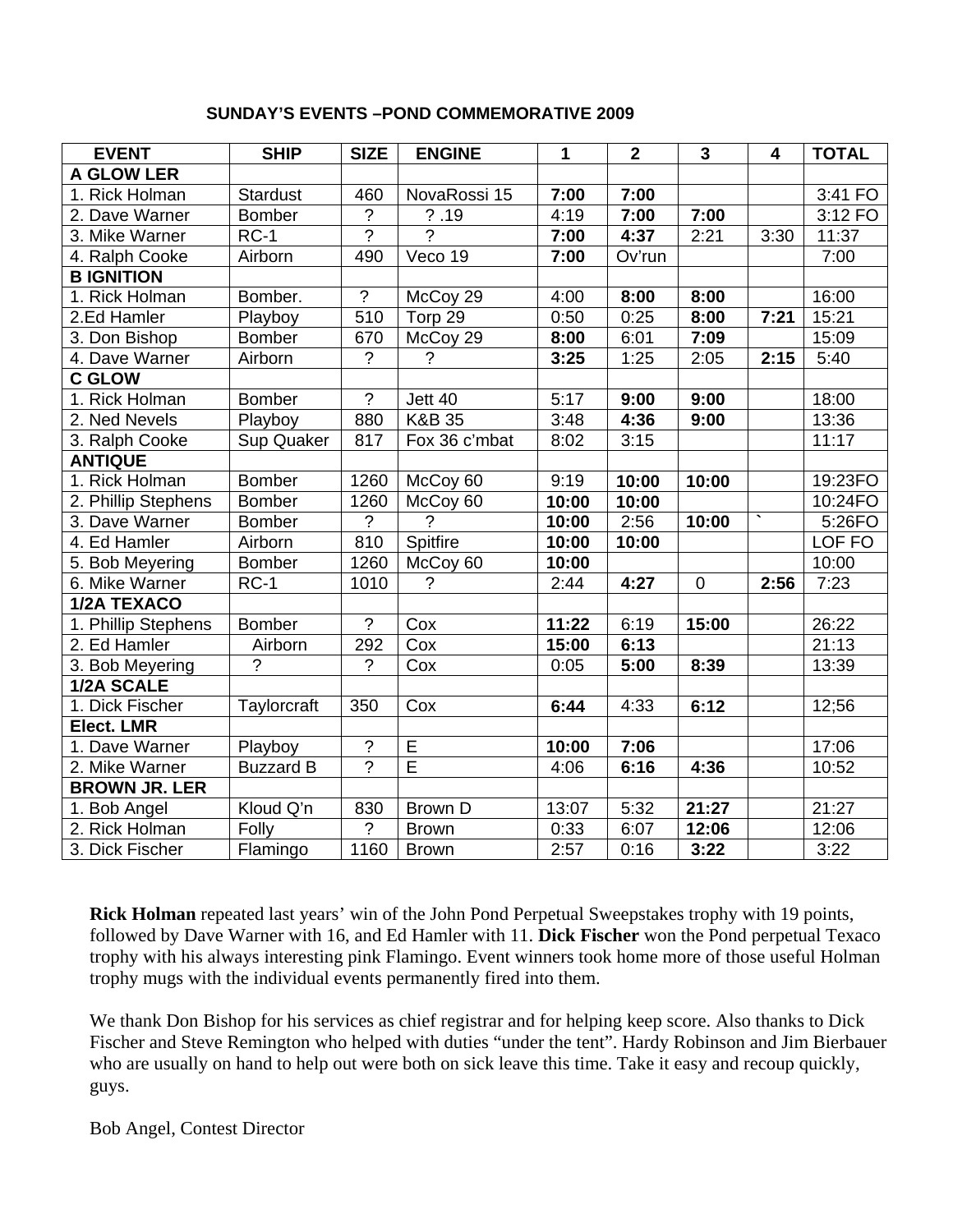**SUNDAY'S EVENTS –POND COMMEMORATIVE 2009**

| EVENT | SHIP | SIZE | ENGINE | 1 | 2 | 3 | 4 | TOTAL |
|---|---|---|---|---|---|---|---|---|
| **A GLOW LER** | | | | | | | | |
| 1. Rick Holman | Stardust | 460 | NovaRossi 15 | **7:00** | **7:00** | | | 3:41 FO |
| 2. Dave Warner | Bomber | ? | ? .19 | 4:19 | **7:00** | **7:00** | | 3:12 FO |
| 3. Mike Warner | RC-1 | ? | ? | **7:00** | **4:37** | 2:21 | 3:30 | 11:37 |
| 4. Ralph Cooke | Airborn | 490 | Veco 19 | **7:00** | Ov'run | | | 7:00 |
| **B IGNITION** | | | | | | | | |
| 1. Rick Holman | Bomber. | ? | McCoy 29 | 4:00 | **8:00** | **8:00** | | 16:00 |
| 2.Ed Hamler | Playboy | 510 | Torp 29 | 0:50 | 0:25 | **8:00** | **7:21** | 15:21 |
| 3. Don Bishop | Bomber | 670 | McCoy 29 | **8:00** | 6:01 | **7:09** | | 15:09 |
| 4. Dave Warner | Airborn | ? | ? | **3:25** | 1:25 | 2:05 | **2:15** | 5:40 |
| **C GLOW** | | | | | | | | |
| 1. Rick Holman | Bomber | ? | Jett 40 | 5:17 | **9:00** | **9:00** | | 18:00 |
| 2. Ned Nevels | Playboy | 880 | K&B 35 | 3:48 | **4:36** | **9:00** | | 13:36 |
| 3. Ralph Cooke | Sup Quaker | 817 | Fox 36 c'mbat | 8:02 | 3:15 | | | 11:17 |
| **ANTIQUE** | | | | | | | | |
| 1. Rick Holman | Bomber | 1260 | McCoy 60 | 9:19 | **10:00** | **10:00** | | 19:23FO |
| 2. Phillip Stephens | Bomber | 1260 | McCoy 60 | **10:00** | **10:00** | | | 10:24FO |
| 3. Dave Warner | Bomber | ? | ? | **10:00** | 2:56 | **10:00** | ` | 5:26FO |
| 4. Ed Hamler | Airborn | 810 | Spitfire | **10:00** | **10:00** | | | LOF FO |
| 5. Bob Meyering | Bomber | 1260 | McCoy 60 | **10:00** | | | | 10:00 |
| 6. Mike Warner | RC-1 | 1010 | ? | 2:44 | **4:27** | 0 | **2:56** | 7:23 |
| **1/2A TEXACO** | | | | | | | | |
| 1. Phillip Stephens | Bomber | ? | Cox | **11:22** | 6:19 | **15:00** | | 26:22 |
| 2. Ed Hamler | Airborn | 292 | Cox | **15:00** | **6:13** | | | 21:13 |
| 3. Bob Meyering | ? | ? | Cox | 0:05 | **5:00** | **8:39** | | 13:39 |
| **1/2A SCALE** | | | | | | | | |
| 1. Dick Fischer | Taylorcraft | 350 | Cox | **6:44** | 4:33 | **6:12** | | 12;56 |
| **Elect. LMR** | | | | | | | | |
| 1. Dave Warner | Playboy | ? | E | **10:00** | **7:06** | | | 17:06 |
| 2. Mike Warner | Buzzard B | ? | E | 4:06 | **6:16** | **4:36** | | 10:52 |
| **BROWN JR. LER** | | | | | | | | |
| 1. Bob Angel | Kloud Q'n | 830 | Brown D | 13:07 | 5:32 | **21:27** | | 21:27 |
| 2. Rick Holman | Folly | ? | Brown | 0:33 | 6:07 | **12:06** | | 12:06 |
| 3. Dick Fischer | Flamingo | 1160 | Brown | 2:57 | 0:16 | **3:22** | | 3:22 |

**Rick Holman** repeated last years' win of the John Pond Perpetual Sweepstakes trophy with 19 points, followed by Dave Warner with 16, and Ed Hamler with 11. **Dick Fischer** won the Pond perpetual Texaco trophy with his always interesting pink Flamingo. Event winners took home more of those useful Holman trophy mugs with the individual events permanently fired into them.

We thank Don Bishop for his services as chief registrar and for helping keep score. Also thanks to Dick Fischer and Steve Remington who helped with duties "under the tent". Hardy Robinson and Jim Bierbauer who are usually on hand to help out were both on sick leave this time. Take it easy and recoup quickly, guys.

Bob Angel, Contest Director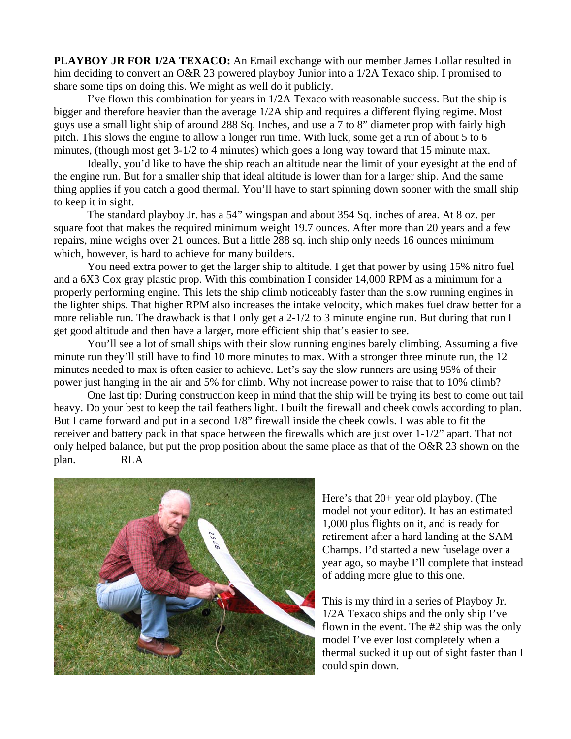**PLAYBOY JR FOR 1/2A TEXACO:** An Email exchange with our member James Lollar resulted in him deciding to convert an O&R 23 powered playboy Junior into a 1/2A Texaco ship. I promised to share some tips on doing this. We might as well do it publicly.

I've flown this combination for years in 1/2A Texaco with reasonable success. But the ship is bigger and therefore heavier than the average 1/2A ship and requires a different flying regime. Most guys use a small light ship of around 288 Sq. Inches, and use a 7 to 8" diameter prop with fairly high pitch. This slows the engine to allow a longer run time. With luck, some get a run of about 5 to 6 minutes, (though most get 3-1/2 to 4 minutes) which goes a long way toward that 15 minute max.

Ideally, you'd like to have the ship reach an altitude near the limit of your eyesight at the end of the engine run. But for a smaller ship that ideal altitude is lower than for a larger ship. And the same thing applies if you catch a good thermal. You'll have to start spinning down sooner with the small ship to keep it in sight.

The standard playboy Jr. has a 54" wingspan and about 354 Sq. inches of area. At 8 oz. per square foot that makes the required minimum weight 19.7 ounces. After more than 20 years and a few repairs, mine weighs over 21 ounces. But a little 288 sq. inch ship only needs 16 ounces minimum which, however, is hard to achieve for many builders.

You need extra power to get the larger ship to altitude. I get that power by using 15% nitro fuel and a 6X3 Cox gray plastic prop. With this combination I consider 14,000 RPM as a minimum for a properly performing engine. This lets the ship climb noticeably faster than the slow running engines in the lighter ships. That higher RPM also increases the intake velocity, which makes fuel draw better for a more reliable run. The drawback is that I only get a 2-1/2 to 3 minute engine run. But during that run I get good altitude and then have a larger, more efficient ship that's easier to see.

You'll see a lot of small ships with their slow running engines barely climbing. Assuming a five minute run they'll still have to find 10 more minutes to max. With a stronger three minute run, the 12 minutes needed to max is often easier to achieve. Let's say the slow runners are using 95% of their power just hanging in the air and 5% for climb. Why not increase power to raise that to 10% climb?

One last tip: During construction keep in mind that the ship will be trying its best to come out tail heavy. Do your best to keep the tail feathers light. I built the firewall and cheek cowls according to plan. But I came forward and put in a second 1/8" firewall inside the cheek cowls. I was able to fit the receiver and battery pack in that space between the firewalls which are just over 1-1/2" apart. That not only helped balance, but put the prop position about the same place as that of the O&R 23 shown on the plan. RLA

Here's that 20+ year old playboy. (The model not your editor). It has an estimated 1,000 plus flights on it, and is ready for retirement after a hard landing at the SAM Champs. I'd started a new fuselage over a year ago, so maybe I'll complete that instead of adding more glue to this one.

This is my third in a series of Playboy Jr. 1/2A Texaco ships and the only ship I've flown in the event. The #2 ship was the only model I've ever lost completely when a thermal sucked it up out of sight faster than I could spin down.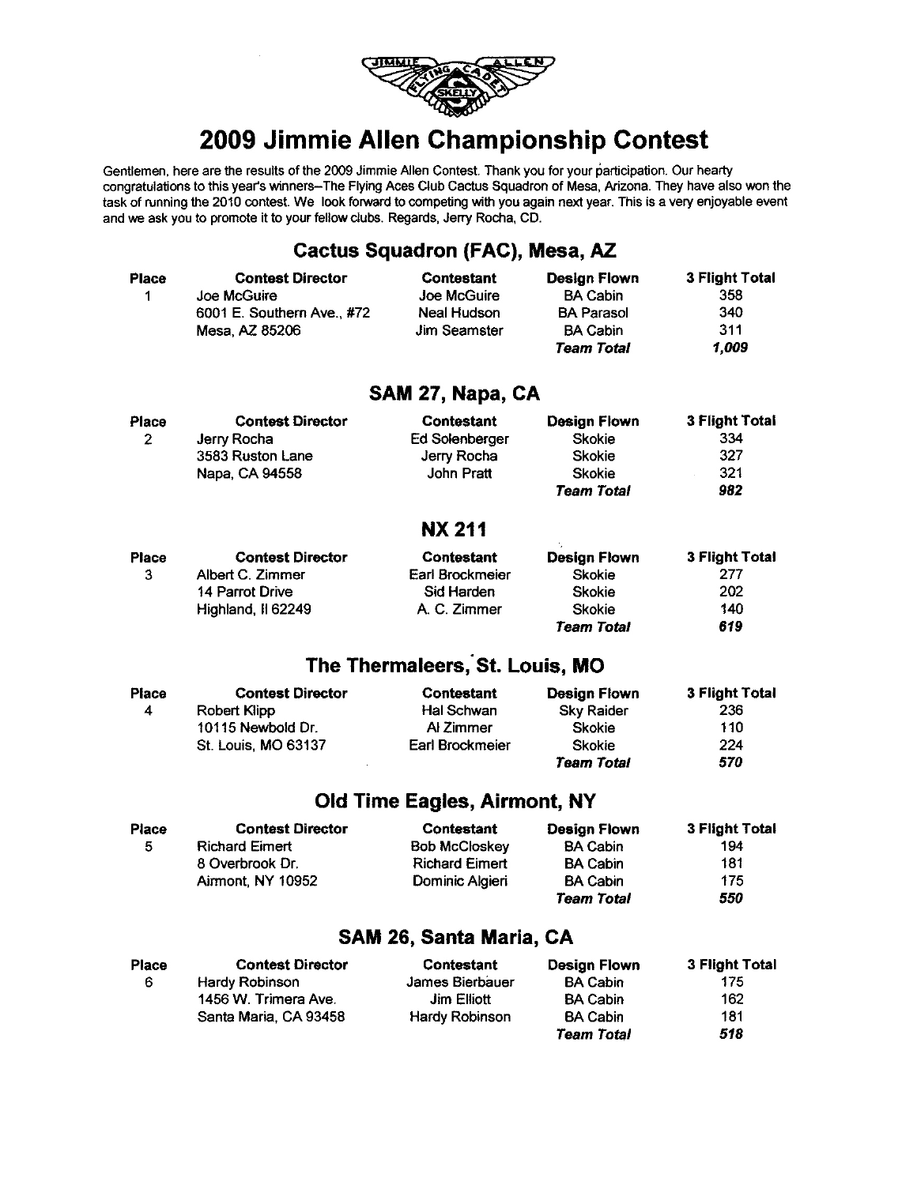# 2009 Jimmie Allen Championship Contest

Gentlemen, here are the results of the 2009 Jimmie Allen Contest. Thank you for your participation. Our hearty congratulations to this year's winners–The Flying Aces Club Cactus Squadron of Mesa, Arizona. They have also won the task of running the 2010 contest. We look forward to competing with you again next year. This is a very enjoyable event and we ask you to promote it to your fellow clubs. Regards, Jerry Rocha, CD.

## Cactus Squadron (FAC), Mesa, AZ

| Place | Contest Director | Contestant | Design Flown | 3 Flight Total |
|---|---|---|---|---|
| 1 | Joe McGuire | Joe McGuire | BA Cabin | 358 |
| | 6001 E. Southern Ave., #72 | Neal Hudson | BA Parasol | 340 |
| | Mesa, AZ 85206 | Jim Seamster | BA Cabin | 311 |
| | | | ***Team Total*** | ***1,009*** |

## SAM 27, Napa, CA

| Place | Contest Director | Contestant | Design Flown | 3 Flight Total |
|---|---|---|---|---|
| 2 | Jerry Rocha | Ed Solenberger | Skokie | 334 |
| | 3583 Ruston Lane | Jerry Rocha | Skokie | 327 |
| | Napa, CA 94558 | John Pratt | Skokie | 321 |
| | | | ***Team Total*** | ***982*** |

## NX 211

| Place | Contest Director | Contestant | Design Flown | 3 Flight Total |
|---|---|---|---|---|
| 3 | Albert C. Zimmer | Earl Brockmeier | Skokie | 277 |
| | 14 Parrot Drive | Sid Harden | Skokie | 202 |
| | Highland, Il 62249 | A. C. Zimmer | Skokie | 140 |
| | | | ***Team Total*** | ***619*** |

## The Thermaleers, St. Louis, MO

| Place | Contest Director | Contestant | Design Flown | 3 Flight Total |
|---|---|---|---|---|
| 4 | Robert Klipp | Hal Schwan | Sky Raider | 236 |
| | 10115 Newbold Dr. | Al Zimmer | Skokie | 110 |
| | St. Louis, MO 63137 | Earl Brockmeier | Skokie | 224 |
| | | | ***Team Total*** | ***570*** |

## Old Time Eagles, Airmont, NY

| Place | Contest Director | Contestant | Design Flown | 3 Flight Total |
|---|---|---|---|---|
| 5 | Richard Eimert | Bob McCloskey | BA Cabin | 194 |
| | 8 Overbrook Dr. | Richard Eimert | BA Cabin | 181 |
| | Airmont, NY 10952 | Dominic Algieri | BA Cabin | 175 |
| | | | ***Team Total*** | ***550*** |

## SAM 26, Santa Maria, CA

| Place | Contest Director | Contestant | Design Flown | 3 Flight Total |
|---|---|---|---|---|
| 6 | Hardy Robinson | James Bierbauer | BA Cabin | 175 |
| | 1456 W. Trimera Ave. | Jim Elliott | BA Cabin | 162 |
| | Santa Maria, CA 93458 | Hardy Robinson | BA Cabin | 181 |
| | | | ***Team Total*** | ***518*** |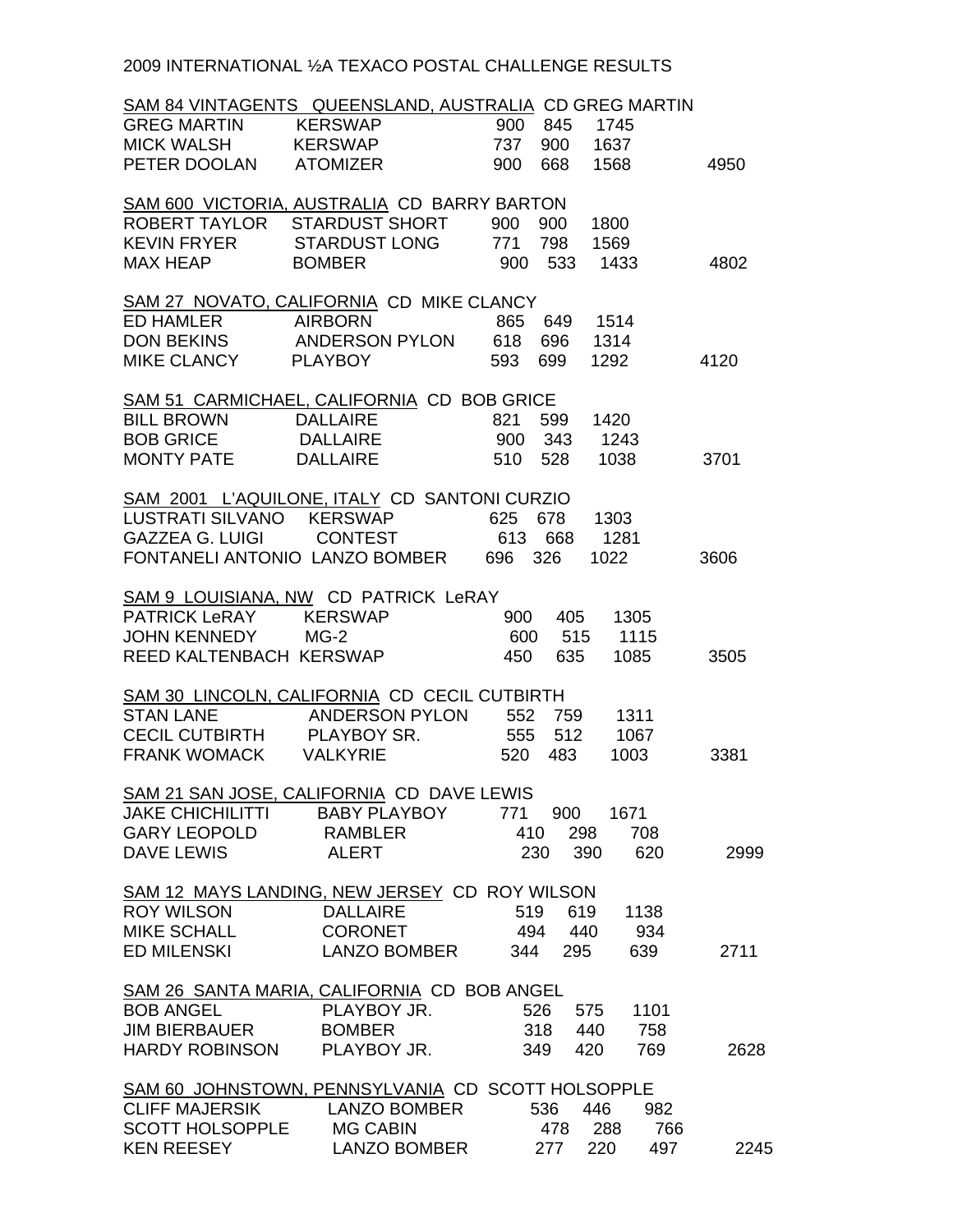2009 INTERNATIONAL ½A TEXACO POSTAL CHALLENGE RESULTS

SAM 84 VINTAGENTS QUEENSLAND, AUSTRALIA CD GREG MARTIN

| | | | | | |
|---|---|---|---|---|---|
| GREG MARTIN | KERSWAP | 900 | 845 | 1745 | |
| MICK WALSH | KERSWAP | 737 | 900 | 1637 | |
| PETER DOOLAN | ATOMIZER | 900 | 668 | 1568 | 4950 |

SAM 600 VICTORIA, AUSTRALIA CD BARRY BARTON

| | | | | | |
|---|---|---|---|---|---|
| ROBERT TAYLOR | STARDUST SHORT | 900 | 900 | 1800 | |
| KEVIN FRYER | STARDUST LONG | 771 | 798 | 1569 | |
| MAX HEAP | BOMBER | 900 | 533 | 1433 | 4802 |

SAM 27 NOVATO, CALIFORNIA CD MIKE CLANCY

| | | | | | |
|---|---|---|---|---|---|
| ED HAMLER | AIRBORN | 865 | 649 | 1514 | |
| DON BEKINS | ANDERSON PYLON | 618 | 696 | 1314 | |
| MIKE CLANCY | PLAYBOY | 593 | 699 | 1292 | 4120 |

SAM 51 CARMICHAEL, CALIFORNIA CD BOB GRICE

| | | | | | |
|---|---|---|---|---|---|
| BILL BROWN | DALLAIRE | 821 | 599 | 1420 | |
| BOB GRICE | DALLAIRE | 900 | 343 | 1243 | |
| MONTY PATE | DALLAIRE | 510 | 528 | 1038 | 3701 |

SAM 2001 L'AQUILONE, ITALY CD SANTONI CURZIO

| | | | | | |
|---|---|---|---|---|---|
| LUSTRATI SILVANO | KERSWAP | 625 | 678 | 1303 | |
| GAZZEA G. LUIGI | CONTEST | 613 | 668 | 1281 | |
| FONTANELI ANTONIO | LANZO BOMBER | 696 | 326 | 1022 | 3606 |

SAM 9 LOUISIANA, NW CD PATRICK LeRAY

| | | | | | |
|---|---|---|---|---|---|
| PATRICK LeRAY | KERSWAP | 900 | 405 | 1305 | |
| JOHN KENNEDY | MG-2 | 600 | 515 | 1115 | |
| REED KALTENBACH | KERSWAP | 450 | 635 | 1085 | 3505 |

SAM 30 LINCOLN, CALIFORNIA CD CECIL CUTBIRTH

| | | | | | |
|---|---|---|---|---|---|
| STAN LANE | ANDERSON PYLON | 552 | 759 | 1311 | |
| CECIL CUTBIRTH | PLAYBOY SR. | 555 | 512 | 1067 | |
| FRANK WOMACK | VALKYRIE | 520 | 483 | 1003 | 3381 |

SAM 21 SAN JOSE, CALIFORNIA CD DAVE LEWIS

| | | | | | |
|---|---|---|---|---|---|
| JAKE CHICHILITTI | BABY PLAYBOY | 771 | 900 | 1671 | |
| GARY LEOPOLD | RAMBLER | 410 | 298 | 708 | |
| DAVE LEWIS | ALERT | 230 | 390 | 620 | 2999 |

SAM 12 MAYS LANDING, NEW JERSEY CD ROY WILSON

| | | | | | |
|---|---|---|---|---|---|
| ROY WILSON | DALLAIRE | 519 | 619 | 1138 | |
| MIKE SCHALL | CORONET | 494 | 440 | 934 | |
| ED MILENSKI | LANZO BOMBER | 344 | 295 | 639 | 2711 |

SAM 26 SANTA MARIA, CALIFORNIA CD BOB ANGEL

| | | | | | |
|---|---|---|---|---|---|
| BOB ANGEL | PLAYBOY JR. | 526 | 575 | 1101 | |
| JIM BIERBAUER | BOMBER | 318 | 440 | 758 | |
| HARDY ROBINSON | PLAYBOY JR. | 349 | 420 | 769 | 2628 |

SAM 60 JOHNSTOWN, PENNSYLVANIA CD SCOTT HOLSOPPLE

| | | | | | |
|---|---|---|---|---|---|
| CLIFF MAJERSIK | LANZO BOMBER | 536 | 446 | 982 | |
| SCOTT HOLSOPPLE | MG CABIN | 478 | 288 | 766 | |
| KEN REESEY | LANZO BOMBER | 277 | 220 | 497 | 2245 |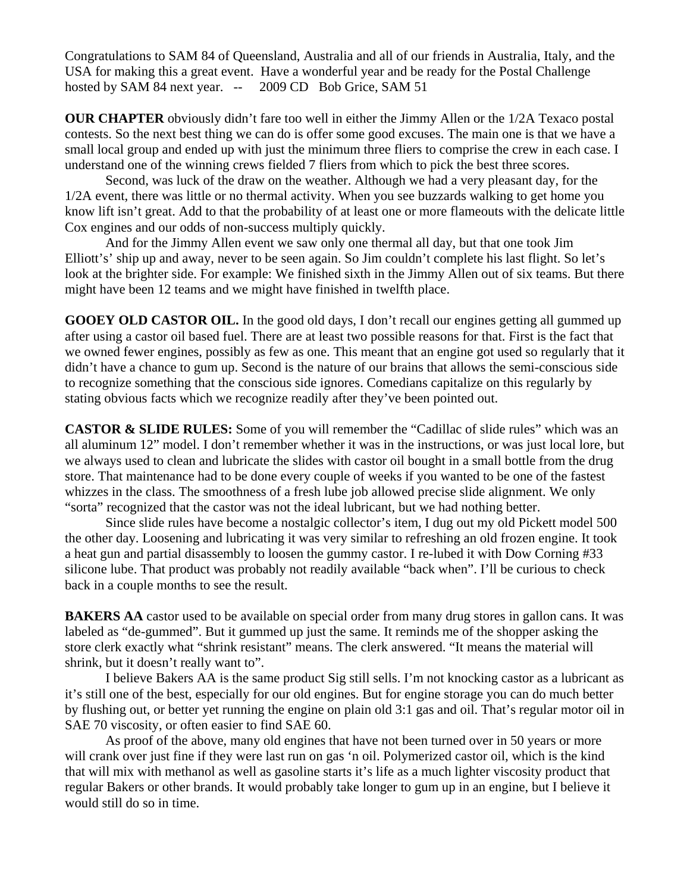Congratulations to SAM 84 of Queensland, Australia and all of our friends in Australia, Italy, and the USA for making this a great event. Have a wonderful year and be ready for the Postal Challenge hosted by SAM 84 next year. -- 2009 CD Bob Grice, SAM 51

**OUR CHAPTER** obviously didn't fare too well in either the Jimmy Allen or the 1/2A Texaco postal contests. So the next best thing we can do is offer some good excuses. The main one is that we have a small local group and ended up with just the minimum three fliers to comprise the crew in each case. I understand one of the winning crews fielded 7 fliers from which to pick the best three scores.

Second, was luck of the draw on the weather. Although we had a very pleasant day, for the 1/2A event, there was little or no thermal activity. When you see buzzards walking to get home you know lift isn't great. Add to that the probability of at least one or more flameouts with the delicate little Cox engines and our odds of non-success multiply quickly.

And for the Jimmy Allen event we saw only one thermal all day, but that one took Jim Elliott's' ship up and away, never to be seen again. So Jim couldn't complete his last flight. So let's look at the brighter side. For example: We finished sixth in the Jimmy Allen out of six teams. But there might have been 12 teams and we might have finished in twelfth place.

**GOOEY OLD CASTOR OIL.** In the good old days, I don't recall our engines getting all gummed up after using a castor oil based fuel. There are at least two possible reasons for that. First is the fact that we owned fewer engines, possibly as few as one. This meant that an engine got used so regularly that it didn't have a chance to gum up. Second is the nature of our brains that allows the semi-conscious side to recognize something that the conscious side ignores. Comedians capitalize on this regularly by stating obvious facts which we recognize readily after they've been pointed out.

**CASTOR & SLIDE RULES:** Some of you will remember the "Cadillac of slide rules" which was an all aluminum 12" model. I don't remember whether it was in the instructions, or was just local lore, but we always used to clean and lubricate the slides with castor oil bought in a small bottle from the drug store. That maintenance had to be done every couple of weeks if you wanted to be one of the fastest whizzes in the class. The smoothness of a fresh lube job allowed precise slide alignment. We only "sorta" recognized that the castor was not the ideal lubricant, but we had nothing better.

Since slide rules have become a nostalgic collector's item, I dug out my old Pickett model 500 the other day. Loosening and lubricating it was very similar to refreshing an old frozen engine. It took a heat gun and partial disassembly to loosen the gummy castor. I re-lubed it with Dow Corning #33 silicone lube. That product was probably not readily available "back when". I'll be curious to check back in a couple months to see the result.

**BAKERS AA** castor used to be available on special order from many drug stores in gallon cans. It was labeled as "de-gummed". But it gummed up just the same. It reminds me of the shopper asking the store clerk exactly what "shrink resistant" means. The clerk answered. "It means the material will shrink, but it doesn't really want to".

I believe Bakers AA is the same product Sig still sells. I'm not knocking castor as a lubricant as it's still one of the best, especially for our old engines. But for engine storage you can do much better by flushing out, or better yet running the engine on plain old 3:1 gas and oil. That's regular motor oil in SAE 70 viscosity, or often easier to find SAE 60.

As proof of the above, many old engines that have not been turned over in 50 years or more will crank over just fine if they were last run on gas 'n oil. Polymerized castor oil, which is the kind that will mix with methanol as well as gasoline starts it's life as a much lighter viscosity product that regular Bakers or other brands. It would probably take longer to gum up in an engine, but I believe it would still do so in time.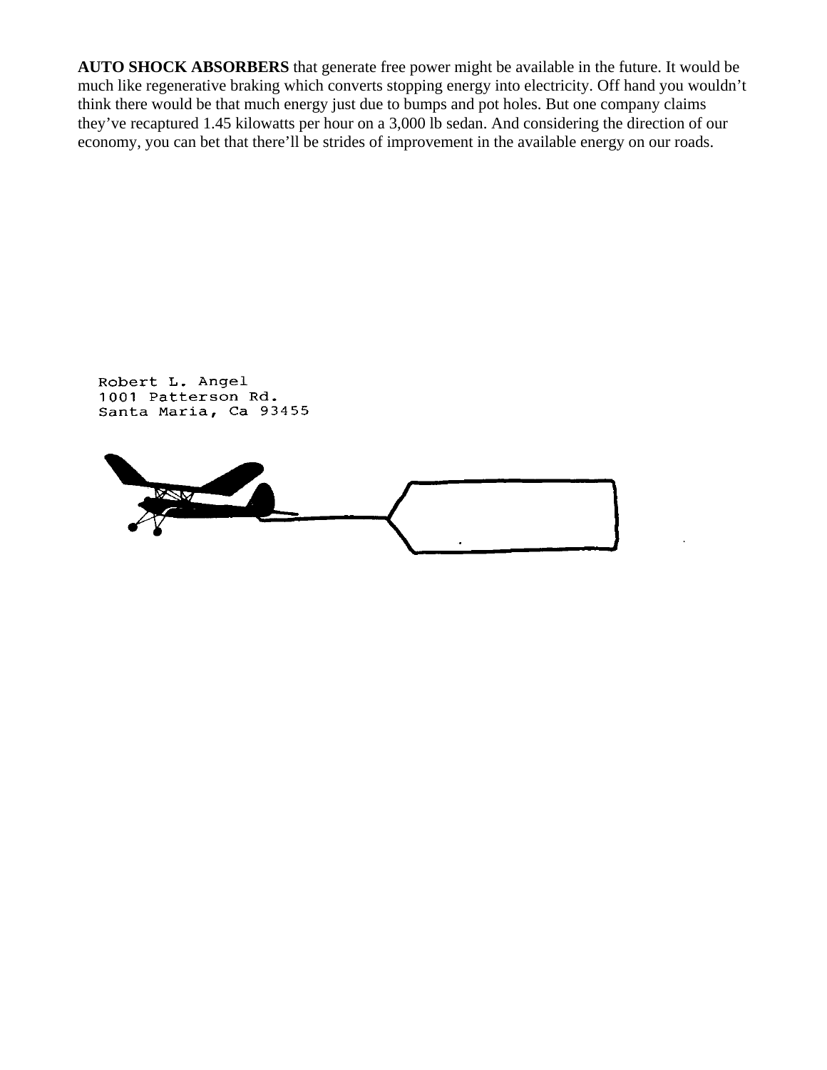**AUTO SHOCK ABSORBERS** that generate free power might be available in the future. It would be much like regenerative braking which converts stopping energy into electricity. Off hand you wouldn't think there would be that much energy just due to bumps and pot holes. But one company claims they've recaptured 1.45 kilowatts per hour on a 3,000 lb sedan. And considering the direction of our economy, you can bet that there'll be strides of improvement in the available energy on our roads.

Robert L. Angel
1001 Patterson Rd.
Santa Maria, Ca 93455